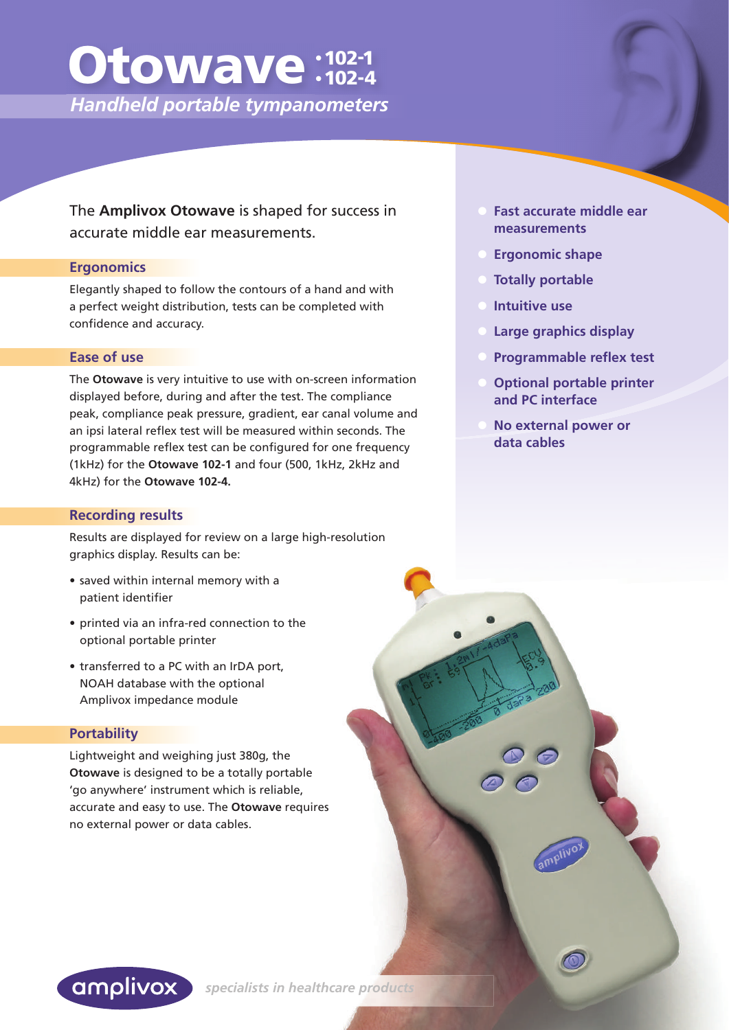# Otowave • 102-1 • 102-4

*Handheld portable tympanometers*

The **Amplivox Otowave** is shaped for success in accurate middle ear measurements.

## Ergonomics

Elegantly shaped to follow the contours of a hand and with a perfect weight distribution, tests can be completed with confidence and accuracy.

## Ease of use

The **Otowave** is very intuitive to use with on-screen information displayed before, during and after the test. The compliance peak, compliance peak pressure, gradient, ear canal volume and an ipsi lateral reflex test will be measured within seconds. The programmable reflex test can be configured for one frequency (1kHz) for the **Otowave 102-1** and four (500, 1kHz, 2kHz and 4kHz) for the **Otowave 102-4.**

## Recording results

Results are displayed for review on a large high-resolution graphics display. Results can be:

- saved within internal memory with a patient identifier
- printed via an infra-red connection to the optional portable printer
- transferred to a PC with an IrDA port, NOAH database with the optional Amplivox impedance module

## Portability

Lightweight and weighing just 380g, the **Otowave** is designed to be a totally portable 'go anywhere' instrument which is reliable, accurate and easy to use. The **Otowave** requires no external power or data cables.

- **Fast accurate middle ear measurements**
- **Ergonomic shape**
- **Totally portable**
- **Intuitive use**
- **Large graphics display**
- **Programmable reflex test**
- **Optional portable printer and PC interface**
- **No external power or data cables**

amplivox *specialists in healthcare products*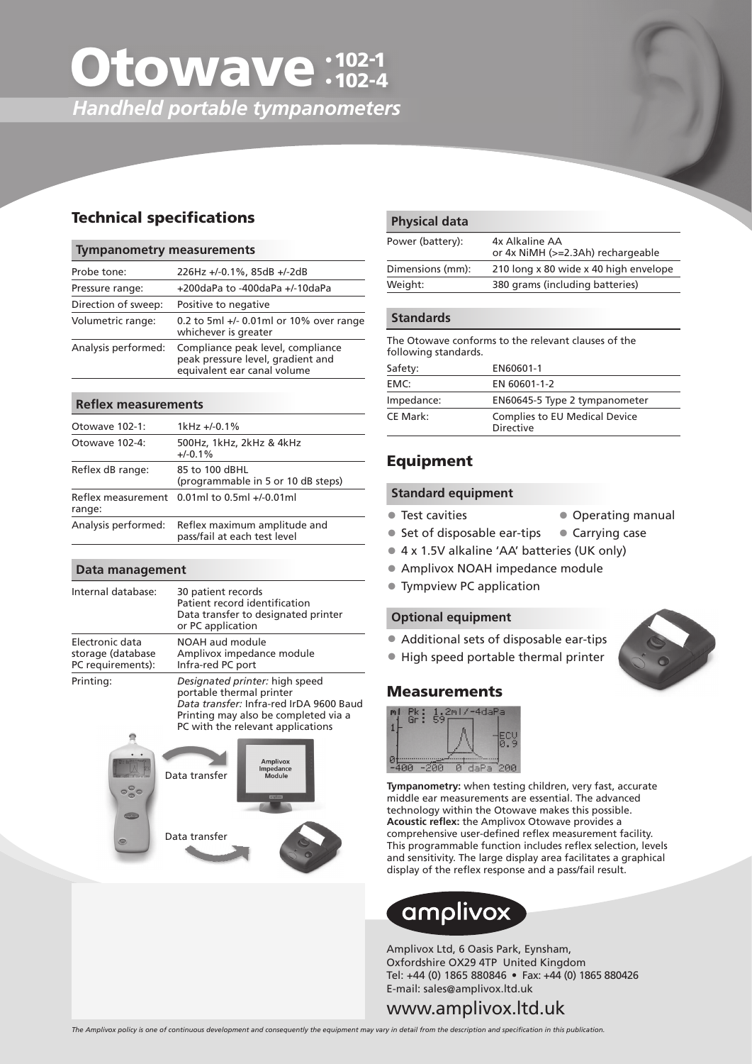# Otowave • 102-1 • 102-4

*Handheld portable tympanometers*

## Technical specifications

### Tympanometry measurements

| | |
|---|---|
| Probe tone: | 226Hz +/-0.1%, 85dB +/-2dB |
| Pressure range: | +200daPa to -400daPa +/-10daPa |
| Direction of sweep: | Positive to negative |
| Volumetric range: | 0.2 to 5ml +/- 0.01ml or 10% over range whichever is greater |
| Analysis performed: | Compliance peak level, compliance peak pressure level, gradient and equivalent ear canal volume |

### Reflex measurements

| | |
|---|---|
| Otowave 102-1: | 1kHz +/-0.1% |
| Otowave 102-4: | 500Hz, 1kHz, 2kHz & 4kHz +/-0.1% |
| Reflex dB range: | 85 to 100 dBHL (programmable in 5 or 10 dB steps) |
| Reflex measurement range: | 0.01ml to 0.5ml +/-0.01ml |
| Analysis performed: | Reflex maximum amplitude and pass/fail at each test level |

### Data management

| | |
|---|---|
| Internal database: | 30 patient records<br>Patient record identification<br>Data transfer to designated printer or PC application |
| Electronic data storage (database PC requirements): | NOAH aud module<br>Amplivox impedance module<br>Infra-red PC port |
| Printing: | *Designated printer:* high speed portable thermal printer<br>*Data transfer:* Infra-red IrDA 9600 Baud<br>Printing may also be completed via a PC with the relevant applications |

Data transfer

Amplivox Impedance Module

Data transfer

### Physical data

| | |
|---|---|
| Power (battery): | 4x Alkaline AA or 4x NiMH (>=2.3Ah) rechargeable |
| Dimensions (mm): | 210 long x 80 wide x 40 high envelope |
| Weight: | 380 grams (including batteries) |

### Standards

The Otowave conforms to the relevant clauses of the following standards.

| | |
|---|---|
| Safety: | EN60601-1 |
| EMC: | EN 60601-1-2 |
| Impedance: | EN60645-5 Type 2 tympanometer |
| CE Mark: | Complies to EU Medical Device Directive |

## Equipment

### Standard equipment

- Test cavities
- Operating manual
- Set of disposable ear-tips
- Carrying case
- 4 x 1.5V alkaline 'AA' batteries (UK only)
- Amplivox NOAH impedance module
- Tympview PC application

### Optional equipment

- Additional sets of disposable ear-tips
- High speed portable thermal printer

## Measurements

ml Pk: 1.2ml/-4daPa
Gr: 59
ECV 0.9
-400 -200 0 daPa 200

**Tympanometry:** when testing children, very fast, accurate middle ear measurements are essential. The advanced technology within the Otowave makes this possible.
**Acoustic reflex:** the Amplivox Otowave provides a comprehensive user-defined reflex measurement facility. This programmable function includes reflex selection, levels and sensitivity. The large display area facilitates a graphical display of the reflex response and a pass/fail result.

amplivox

Amplivox Ltd, 6 Oasis Park, Eynsham,
Oxfordshire OX29 4TP United Kingdom
Tel: +44 (0) 1865 880846 • Fax: +44 (0) 1865 880426
E-mail: sales@amplivox.ltd.uk

www.amplivox.ltd.uk

*The Amplivox policy is one of continuous development and consequently the equipment may vary in detail from the description and specification in this publication.*